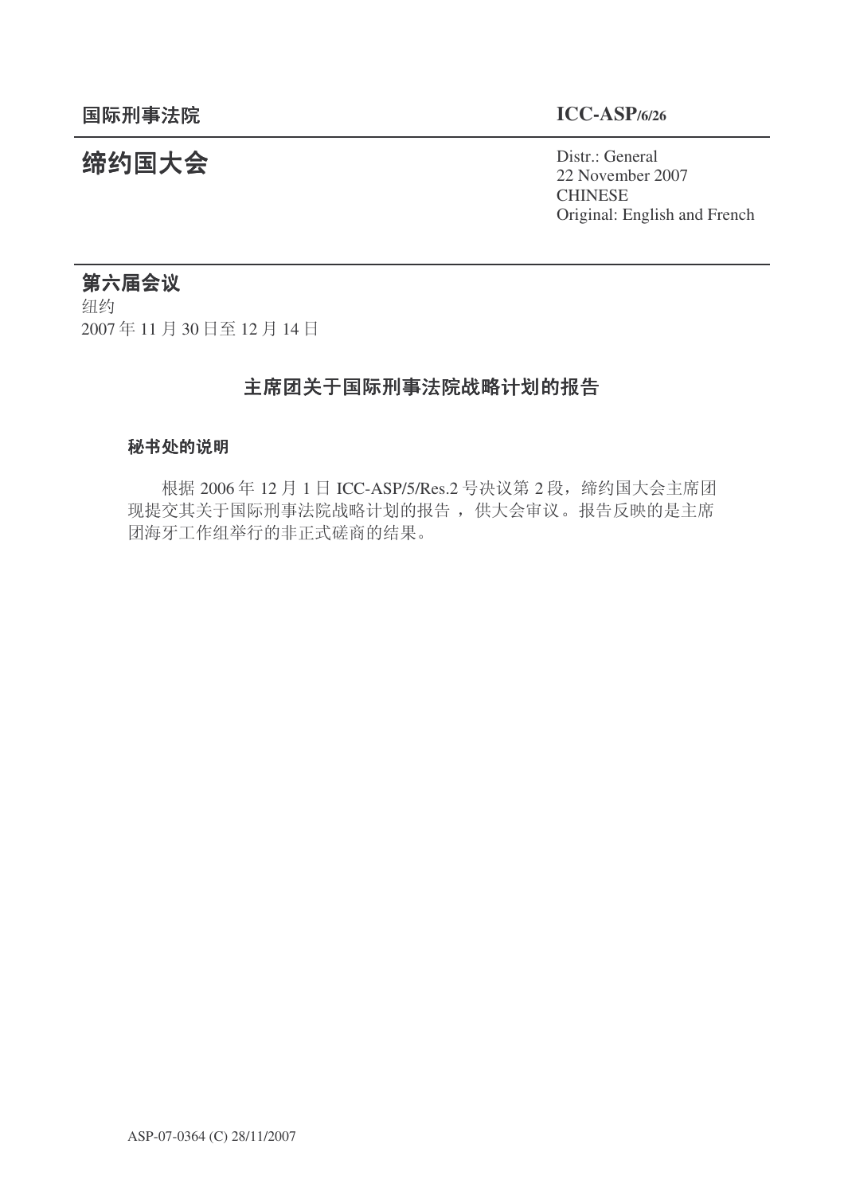**国际刑事法院** **ICC-ASP/6/26**

# 缔约国大会

Distr.: General
22 November 2007
CHINESE
Original: English and French

## 第六届会议

纽约
2007 年 11 月 30 日至 12 月 14 日

## 主席团关于国际刑事法院战略计划的报告

### 秘书处的说明

根据 2006 年 12 月 1 日 ICC-ASP/5/Res.2 号决议第 2 段，缔约国大会主席团现提交其关于国际刑事法院战略计划的报告 ，供大会审议。报告反映的是主席团海牙工作组举行的非正式磋商的结果。

ASP-07-0364 (C) 28/11/2007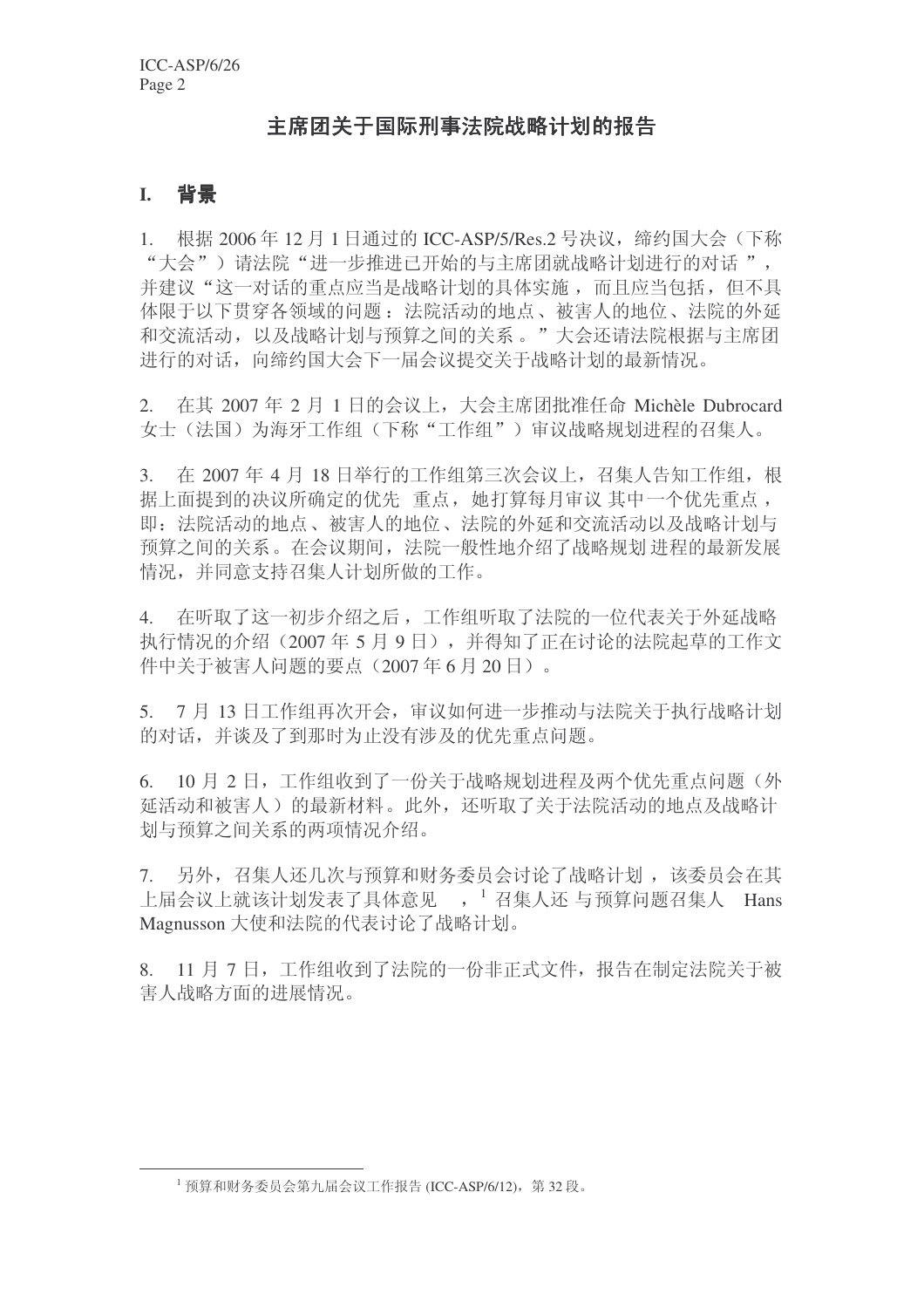# 主席团关于国际刑事法院战略计划的报告

## I. 背景

1. 根据 2006 年 12 月 1 日通过的 ICC-ASP/5/Res.2 号决议，缔约国大会（下称“大会”）请法院“进一步推进已开始的与主席团就战略计划进行的对话”，并建议“这一对话的重点应当是战略计划的具体实施，而且应当包括，但不具体限于以下贯穿各领域的问题：法院活动的地点、被害人的地位、法院的外延和交流活动，以及战略计划与预算之间的关系。”大会还请法院根据与主席团进行的对话，向缔约国大会下一届会议提交关于战略计划的最新情况。

2. 在其 2007 年 2 月 1 日的会议上，大会主席团批准任命 Michèle Dubrocard 女士（法国）为海牙工作组（下称“工作组”）审议战略规划进程的召集人。

3. 在 2007 年 4 月 18 日举行的工作组第三次会议上，召集人告知工作组，根据上面提到的决议所确定的优先重点，她打算每月审议其中一个优先重点，即：法院活动的地点、被害人的地位、法院的外延和交流活动以及战略计划与预算之间的关系。在会议期间，法院一般性地介绍了战略规划进程的最新发展情况，并同意支持召集人计划所做的工作。

4. 在听取了这一初步介绍之后，工作组听取了法院的一位代表关于外延战略执行情况的介绍（2007 年 5 月 9 日），并得知了正在讨论的法院起草的工作文件中关于被害人问题的要点（2007 年 6 月 20 日）。

5. 7 月 13 日工作组再次开会，审议如何进一步推动与法院关于执行战略计划的对话，并谈及了到那时为止没有涉及的优先重点问题。

6. 10 月 2 日，工作组收到了一份关于战略规划进程及两个优先重点问题（外延活动和被害人）的最新材料。此外，还听取了关于法院活动的地点及战略计划与预算之间关系的两项情况介绍。

7. 另外，召集人还几次与预算和财务委员会讨论了战略计划，该委员会在其上届会议上就该计划发表了具体意见，[1] 召集人还与预算问题召集人 Hans Magnusson 大使和法院的代表讨论了战略计划。

8. 11 月 7 日，工作组收到了法院的一份非正式文件，报告在制定法院关于被害人战略方面的进展情况。

---

[1] 预算和财务委员会第九届会议工作报告 (ICC-ASP/6/12)，第 32 段。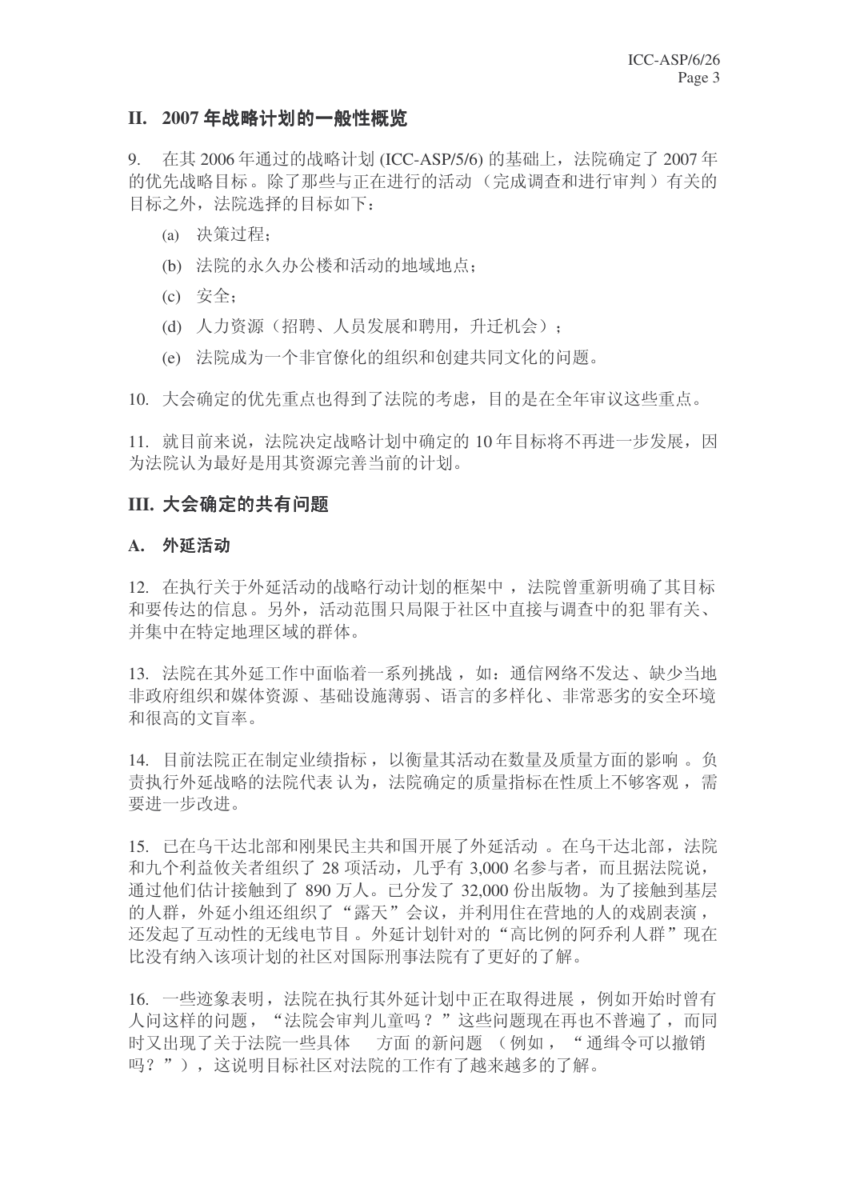## II. 2007 年战略计划的一般性概览

9. 在其 2006 年通过的战略计划 (ICC-ASP/5/6) 的基础上，法院确定了 2007 年的优先战略目标。除了那些与正在进行的活动（完成调查和进行审判）有关的目标之外，法院选择的目标如下：

(a) 决策过程；

(b) 法院的永久办公楼和活动的地域地点；

(c) 安全；

(d) 人力资源（招聘、人员发展和聘用，升迁机会）；

(e) 法院成为一个非官僚化的组织和创建共同文化的问题。

10. 大会确定的优先重点也得到了法院的考虑，目的是在全年审议这些重点。

11. 就目前来说，法院决定战略计划中确定的 10 年目标将不再进一步发展，因为法院认为最好是用其资源完善当前的计划。

## III. 大会确定的共有问题

### A. 外延活动

12. 在执行关于外延活动的战略行动计划的框架中，法院曾重新明确了其目标和要传达的信息。另外，活动范围只局限于社区中直接与调查中的犯罪有关、并集中在特定地理区域的群体。

13. 法院在其外延工作中面临着一系列挑战，如：通信网络不发达、缺少当地非政府组织和媒体资源、基础设施薄弱、语言的多样化、非常恶劣的安全环境和很高的文盲率。

14. 目前法院正在制定业绩指标，以衡量其活动在数量及质量方面的影响。负责执行外延战略的法院代表认为，法院确定的质量指标在性质上不够客观，需要进一步改进。

15. 已在乌干达北部和刚果民主共和国开展了外延活动。在乌干达北部，法院和九个利益攸关者组织了 28 项活动，几乎有 3,000 名参与者，而且据法院说，通过他们估计接触到了 890 万人。已分发了 32,000 份出版物。为了接触到基层的人群，外延小组还组织了“露天”会议，并利用住在营地的人的戏剧表演，还发起了互动性的无线电节目。外延计划针对的“高比例的阿乔利人群”现在比没有纳入该项计划的社区对国际刑事法院有了更好的了解。

16. 一些迹象表明，法院在执行其外延计划中正在取得进展，例如开始时曾有人问这样的问题，“法院会审判儿童吗？”这些问题现在再也不普遍了，而同时又出现了关于法院一些具体方面的新问题（例如，“通缉令可以撤销吗？”），这说明目标社区对法院的工作有了越来越多的了解。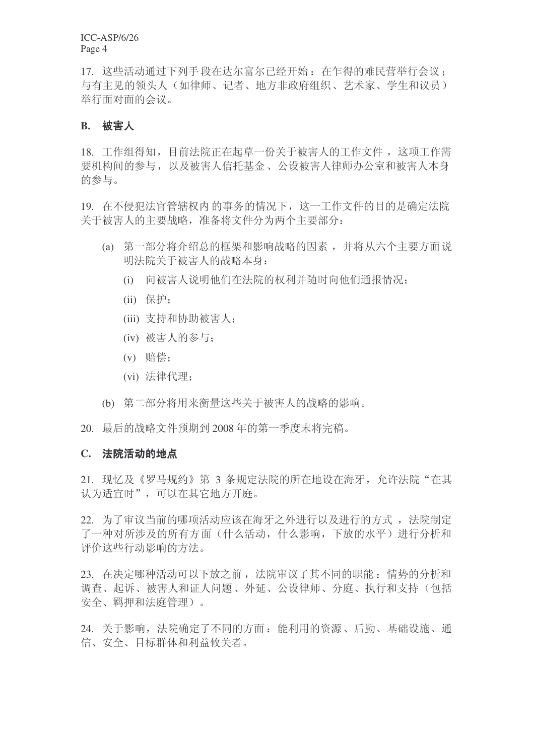17. 这些活动通过下列手段在达尔富尔已经开始：在乍得的难民营举行会议；与有主见的领头人（如律师、记者、地方非政府组织、艺术家、学生和议员）举行面对面的会议。

## B. 被害人

18. 工作组得知，目前法院正在起草一份关于被害人的工作文件，这项工作需要机构间的参与，以及被害人信托基金、公设被害人律师办公室和被害人本身的参与。

19. 在不侵犯法官管辖权内的事务的情况下，这一工作文件的目的是确定法院关于被害人的主要战略，准备将文件分为两个主要部分：

(a) 第一部分将介绍总的框架和影响战略的因素，并将从六个主要方面说明法院关于被害人的战略本身：

(i) 向被害人说明他们在法院的权利并随时向他们通报情况；

(ii) 保护；

(iii) 支持和协助被害人；

(iv) 被害人的参与；

(v) 赔偿；

(vi) 法律代理；

(b) 第二部分将用来衡量这些关于被害人的战略的影响。

20. 最后的战略文件预期到 2008 年的第一季度末将完稿。

## C. 法院活动的地点

21. 现忆及《罗马规约》第 3 条规定法院的所在地设在海牙，允许法院“在其认为适宜时”，可以在其它地方开庭。

22. 为了审议当前的哪项活动应该在海牙之外进行以及进行的方式，法院制定了一种对所涉及的所有方面（什么活动，什么影响，下放的水平）进行分析和评价这些行动影响的方法。

23. 在决定哪种活动可以下放之前，法院审议了其不同的职能：情势的分析和调查、起诉、被害人和证人问题、外延、公设律师、分庭、执行和支持（包括安全、羁押和法庭管理）。

24. 关于影响，法院确定了不同的方面：能利用的资源、后勤、基础设施、通信、安全、目标群体和利益攸关者。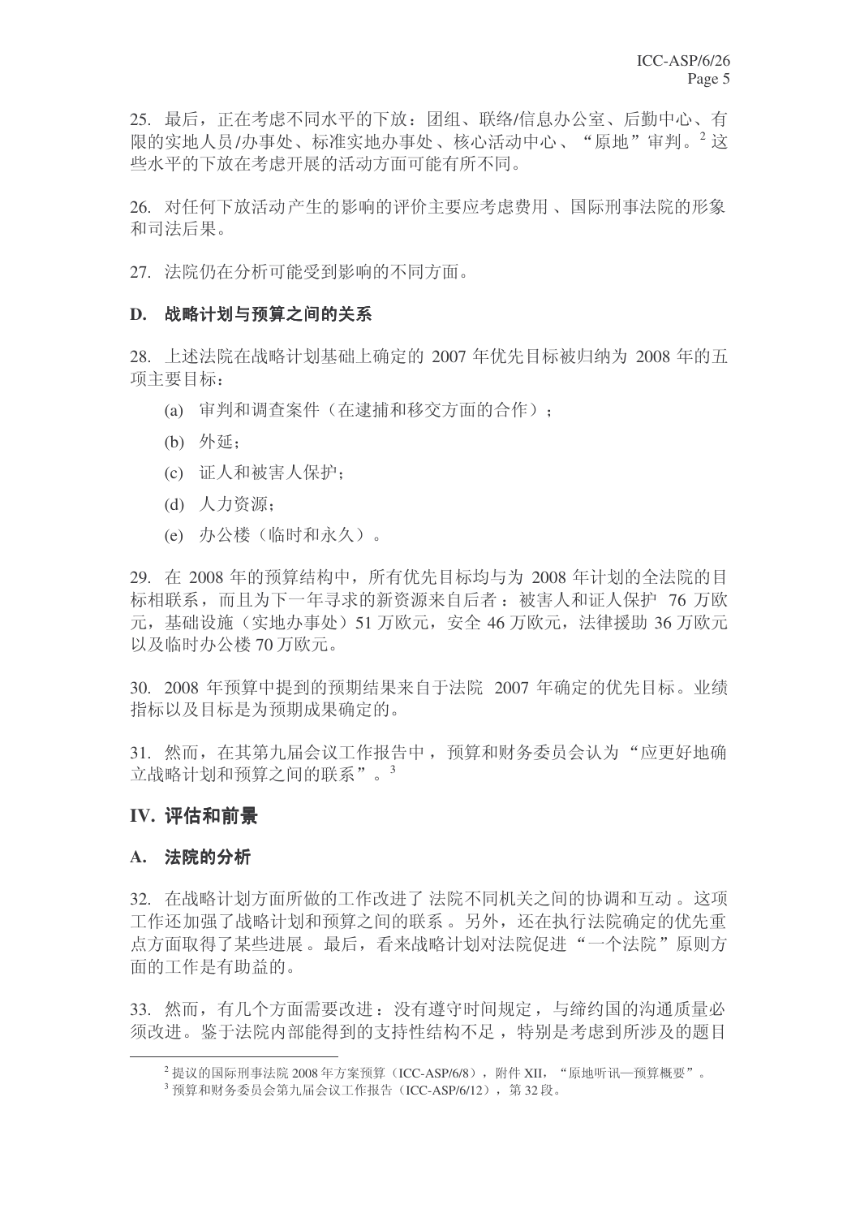25. 最后，正在考虑不同水平的下放：团组、联络/信息办公室、后勤中心、有限的实地人员/办事处、标准实地办事处、核心活动中心、“原地”审判。[2] 这些水平的下放在考虑开展的活动方面可能有所不同。

26. 对任何下放活动产生的影响的评价主要应考虑费用、国际刑事法院的形象和司法后果。

27. 法院仍在分析可能受到影响的不同方面。

### D. 战略计划与预算之间的关系

28. 上述法院在战略计划基础上确定的 2007 年优先目标被归纳为 2008 年的五项主要目标：

(a) 审判和调查案件（在逮捕和移交方面的合作）；

(b) 外延；

(c) 证人和被害人保护；

(d) 人力资源；

(e) 办公楼（临时和永久）。

29. 在 2008 年的预算结构中，所有优先目标均与为 2008 年计划的全法院的目标相联系，而且为下一年寻求的新资源来自后者：被害人和证人保护 76 万欧元，基础设施（实地办事处）51 万欧元，安全 46 万欧元，法律援助 36 万欧元以及临时办公楼 70 万欧元。

30. 2008 年预算中提到的预期结果来自于法院 2007 年确定的优先目标。业绩指标以及目标是为预期成果确定的。

31. 然而，在其第九届会议工作报告中，预算和财务委员会认为“应更好地确立战略计划和预算之间的联系”。[3]

## IV. 评估和前景

### A. 法院的分析

32. 在战略计划方面所做的工作改进了法院不同机关之间的协调和互动。这项工作还加强了战略计划和预算之间的联系。另外，还在执行法院确定的优先重点方面取得了某些进展。最后，看来战略计划对法院促进“一个法院”原则方面的工作是有助益的。

33. 然而，有几个方面需要改进：没有遵守时间规定，与缔约国的沟通质量必须改进。鉴于法院内部能得到的支持性结构不足，特别是考虑到所涉及的题目

---

[2] 提议的国际刑事法院 2008 年方案预算（ICC-ASP/6/8），附件 XII，“原地听讯—预算概要”。

[3] 预算和财务委员会第九届会议工作报告（ICC-ASP/6/12），第 32 段。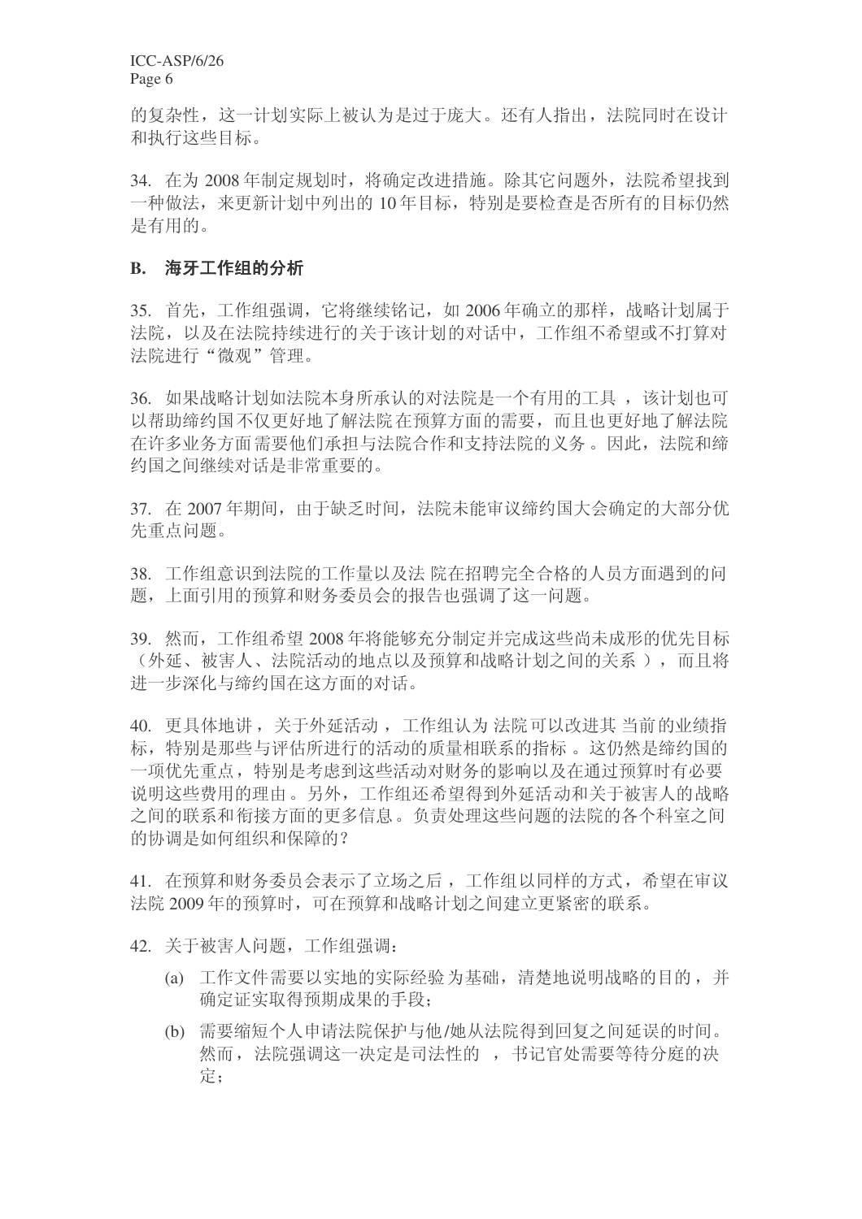的复杂性，这一计划实际上被认为是过于庞大。还有人指出，法院同时在设计和执行这些目标。

34. 在为 2008 年制定规划时，将确定改进措施。除其它问题外，法院希望找到一种做法，来更新计划中列出的 10 年目标，特别是要检查是否所有的目标仍然是有用的。

## B. 海牙工作组的分析

35. 首先，工作组强调，它将继续铭记，如 2006 年确立的那样，战略计划属于法院，以及在法院持续进行的关于该计划的对话中，工作组不希望或不打算对法院进行"微观"管理。

36. 如果战略计划如法院本身所承认的对法院是一个有用的工具，该计划也可以帮助缔约国不仅更好地了解法院在预算方面的需要，而且也更好地了解法院在许多业务方面需要他们承担与法院合作和支持法院的义务。因此，法院和缔约国之间继续对话是非常重要的。

37. 在 2007 年期间，由于缺乏时间，法院未能审议缔约国大会确定的大部分优先重点问题。

38. 工作组意识到法院的工作量以及法院在招聘完全合格的人员方面遇到的问题，上面引用的预算和财务委员会的报告也强调了这一问题。

39. 然而，工作组希望 2008 年将能够充分制定并完成这些尚未成形的优先目标（外延、被害人、法院活动的地点以及预算和战略计划之间的关系），而且将进一步深化与缔约国在这方面的对话。

40. 更具体地讲，关于外延活动，工作组认为法院可以改进其当前的业绩指标，特别是那些与评估所进行的活动的质量相联系的指标。这仍然是缔约国的一项优先重点，特别是考虑到这些活动对财务的影响以及在通过预算时有必要说明这些费用的理由。另外，工作组还希望得到外延活动和关于被害人的战略之间的联系和衔接方面的更多信息。负责处理这些问题的法院的各个科室之间的协调是如何组织和保障的？

41. 在预算和财务委员会表示了立场之后，工作组以同样的方式，希望在审议法院 2009 年的预算时，可在预算和战略计划之间建立更紧密的联系。

42. 关于被害人问题，工作组强调：

(a) 工作文件需要以实地的实际经验为基础，清楚地说明战略的目的，并确定证实取得预期成果的手段；

(b) 需要缩短个人申请法院保护与他/她从法院得到回复之间延误的时间。然而，法院强调这一决定是司法性的，书记官处需要等待分庭的决定；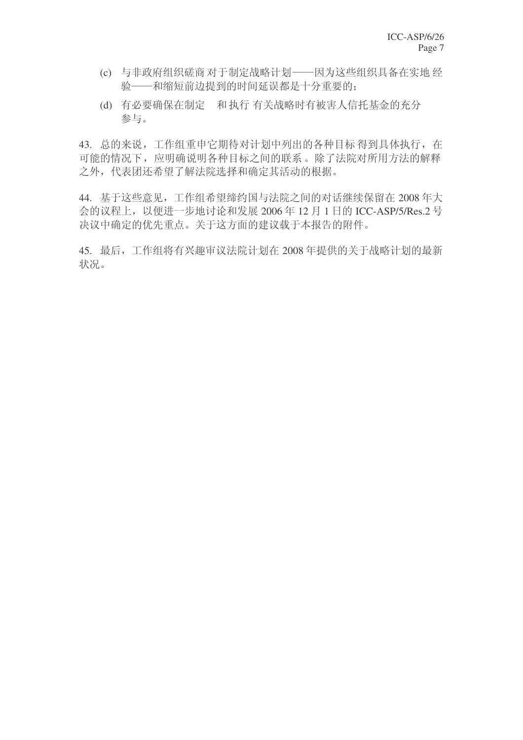(c) 与非政府组织磋商对于制定战略计划——因为这些组织具备在实地经验——和缩短前边提到的时间延误都是十分重要的；

(d) 有必要确保在制定 和执行有关战略时有被害人信托基金的充分参与。

43. 总的来说，工作组重申它期待对计划中列出的各种目标得到具体执行，在可能的情况下，应明确说明各种目标之间的联系。除了法院对所用方法的解释之外，代表团还希望了解法院选择和确定其活动的根据。

44. 基于这些意见，工作组希望缔约国与法院之间的对话继续保留在 2008 年大会的议程上，以便进一步地讨论和发展 2006 年 12 月 1 日的 ICC-ASP/5/Res.2 号决议中确定的优先重点。关于这方面的建议载于本报告的附件。

45. 最后，工作组将有兴趣审议法院计划在 2008 年提供的关于战略计划的最新状况。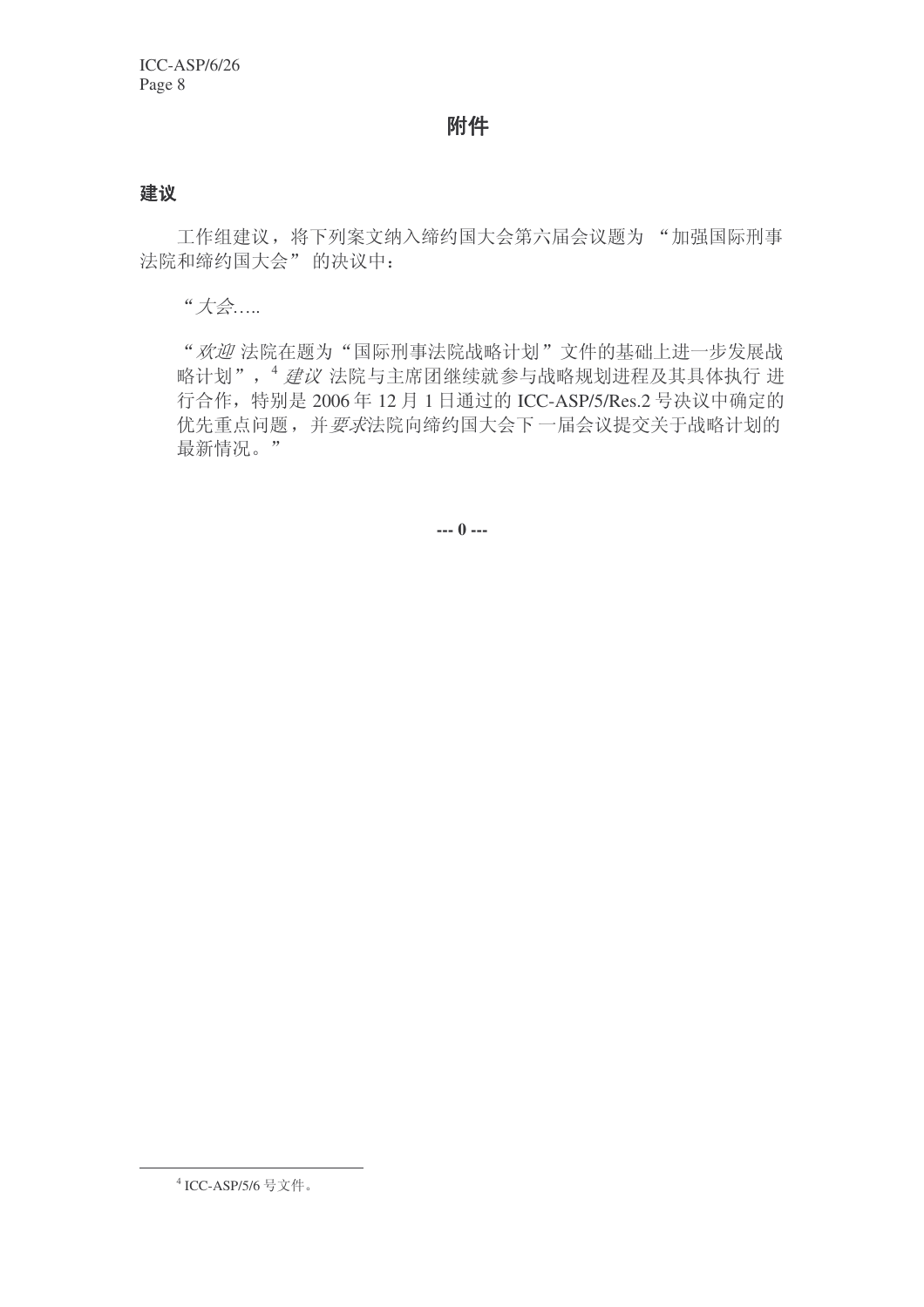# 附件

## 建议

工作组建议，将下列案文纳入缔约国大会第六届会议题为 “加强国际刑事法院和缔约国大会” 的决议中：

“*大会*…..

“*欢迎* 法院在题为“国际刑事法院战略计划”文件的基础上进一步发展战略计划”，[4] *建议* 法院与主席团继续就参与战略规划进程及其具体执行 进行合作，特别是 2006 年 12 月 1 日通过的 ICC-ASP/5/Res.2 号决议中确定的优先重点问题，并*要求*法院向缔约国大会下 一届会议提交关于战略计划的最新情况。”

--- 0 ---

[4] ICC-ASP/5/6 号文件。